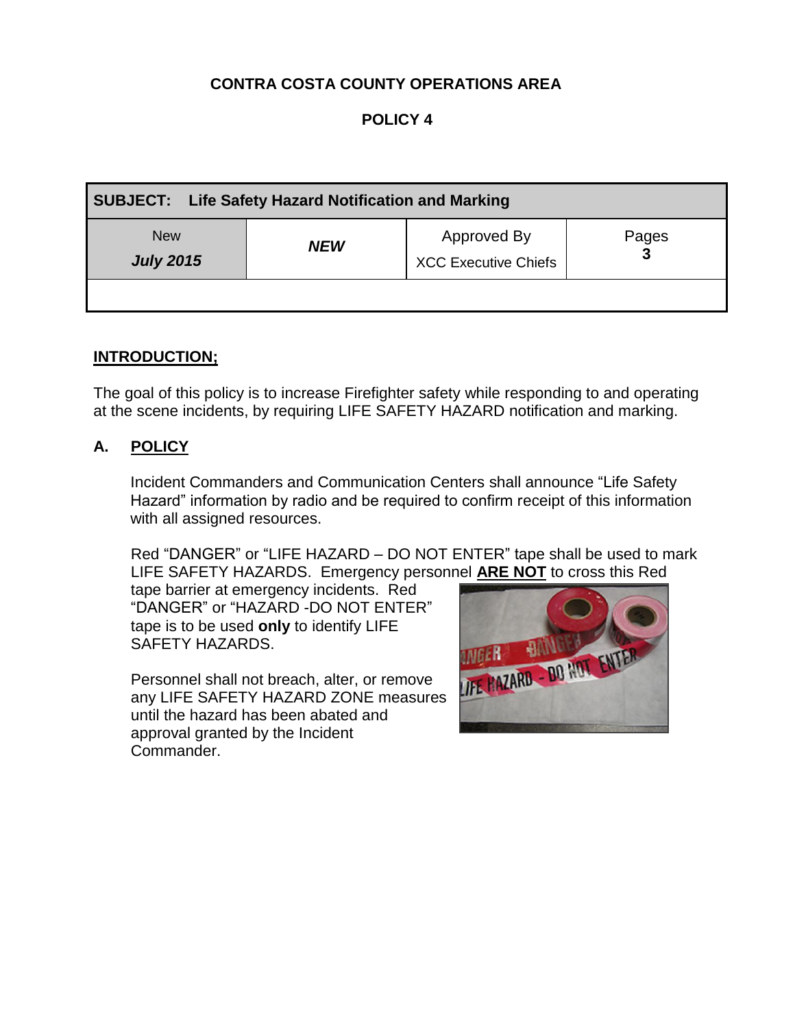**CONTRA COSTA COUNTY OPERATIONS AREA**

**POLICY 4**

| **SUBJECT: Life Safety Hazard Notification and Marking** | | | |
|---|---|---|---|
| New ***July 2015*** | ***NEW*** | Approved By XCC Executive Chiefs | Pages **3** |
| | | | |

## INTRODUCTION;

The goal of this policy is to increase Firefighter safety while responding to and operating at the scene incidents, by requiring LIFE SAFETY HAZARD notification and marking.

## A. POLICY

Incident Commanders and Communication Centers shall announce "Life Safety Hazard" information by radio and be required to confirm receipt of this information with all assigned resources.

Red "DANGER" or "LIFE HAZARD – DO NOT ENTER" tape shall be used to mark LIFE SAFETY HAZARDS. Emergency personnel **ARE NOT** to cross this Red tape barrier at emergency incidents. Red "DANGER" or "HAZARD -DO NOT ENTER" tape is to be used **only** to identify LIFE SAFETY HAZARDS.

Personnel shall not breach, alter, or remove any LIFE SAFETY HAZARD ZONE measures until the hazard has been abated and approval granted by the Incident Commander.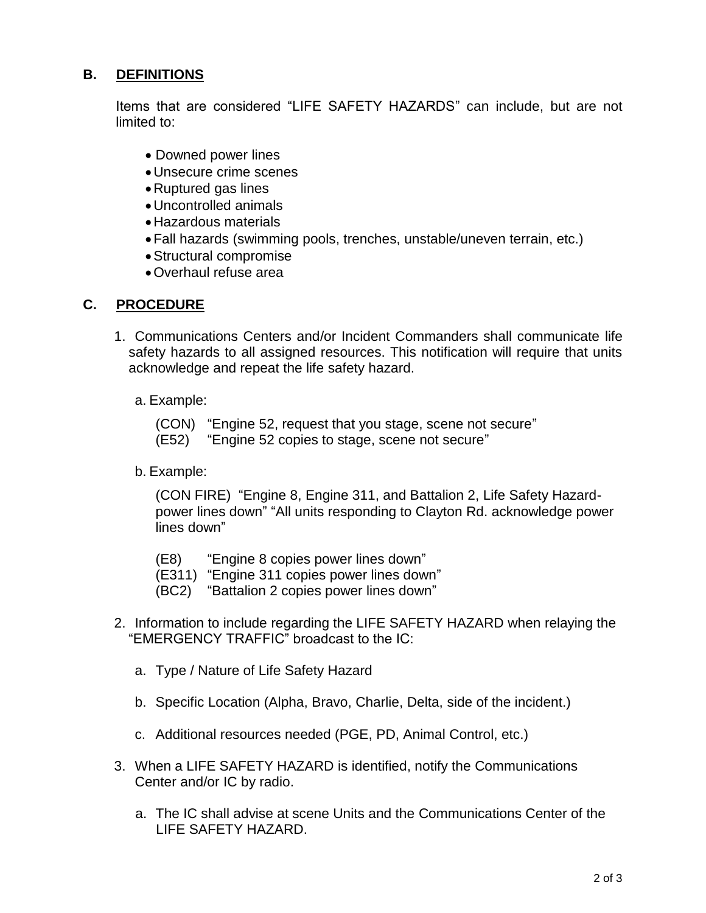## B. DEFINITIONS

Items that are considered "LIFE SAFETY HAZARDS" can include, but are not limited to:

- Downed power lines
- Unsecure crime scenes
- Ruptured gas lines
- Uncontrolled animals
- Hazardous materials
- Fall hazards (swimming pools, trenches, unstable/uneven terrain, etc.)
- Structural compromise
- Overhaul refuse area

## C. PROCEDURE

1. Communications Centers and/or Incident Commanders shall communicate life safety hazards to all assigned resources. This notification will require that units acknowledge and repeat the life safety hazard.

   a. Example:

      (CON) "Engine 52, request that you stage, scene not secure"
      (E52) "Engine 52 copies to stage, scene not secure"

   b. Example:

      (CON FIRE) "Engine 8, Engine 311, and Battalion 2, Life Safety Hazard-power lines down" "All units responding to Clayton Rd. acknowledge power lines down"

      (E8) "Engine 8 copies power lines down"
      (E311) "Engine 311 copies power lines down"
      (BC2) "Battalion 2 copies power lines down"

2. Information to include regarding the LIFE SAFETY HAZARD when relaying the "EMERGENCY TRAFFIC" broadcast to the IC:

   a. Type / Nature of Life Safety Hazard

   b. Specific Location (Alpha, Bravo, Charlie, Delta, side of the incident.)

   c. Additional resources needed (PGE, PD, Animal Control, etc.)

3. When a LIFE SAFETY HAZARD is identified, notify the Communications Center and/or IC by radio.

   a. The IC shall advise at scene Units and the Communications Center of the LIFE SAFETY HAZARD.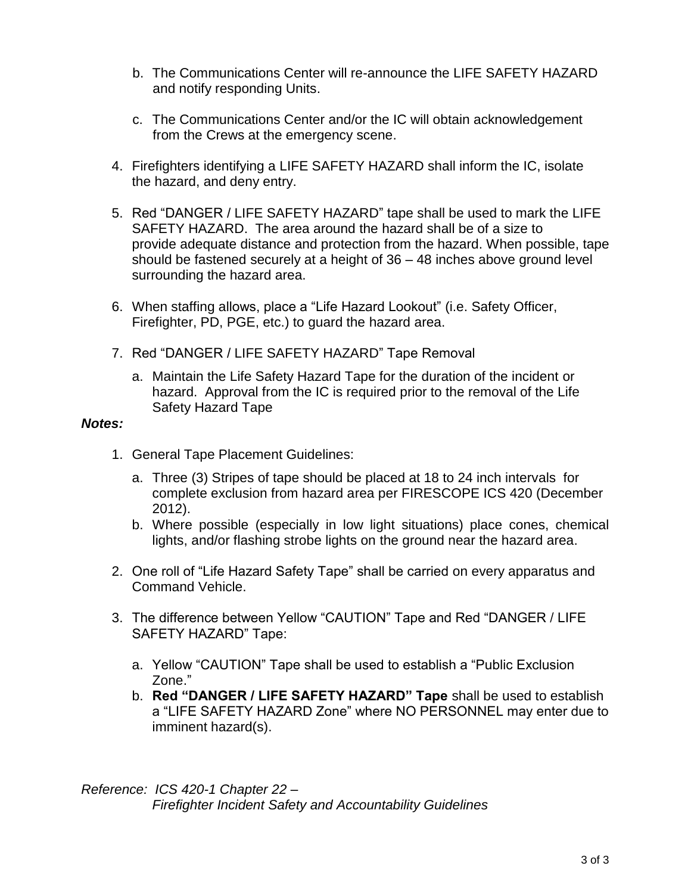b. The Communications Center will re-announce the LIFE SAFETY HAZARD and notify responding Units.

c. The Communications Center and/or the IC will obtain acknowledgement from the Crews at the emergency scene.

4. Firefighters identifying a LIFE SAFETY HAZARD shall inform the IC, isolate the hazard, and deny entry.

5. Red "DANGER / LIFE SAFETY HAZARD" tape shall be used to mark the LIFE SAFETY HAZARD. The area around the hazard shall be of a size to provide adequate distance and protection from the hazard. When possible, tape should be fastened securely at a height of 36 – 48 inches above ground level surrounding the hazard area.

6. When staffing allows, place a "Life Hazard Lookout" (i.e. Safety Officer, Firefighter, PD, PGE, etc.) to guard the hazard area.

7. Red "DANGER / LIFE SAFETY HAZARD" Tape Removal

   a. Maintain the Life Safety Hazard Tape for the duration of the incident or hazard. Approval from the IC is required prior to the removal of the Life Safety Hazard Tape

***Notes:***

1. General Tape Placement Guidelines:

   a. Three (3) Stripes of tape should be placed at 18 to 24 inch intervals for complete exclusion from hazard area per FIRESCOPE ICS 420 (December 2012).
   b. Where possible (especially in low light situations) place cones, chemical lights, and/or flashing strobe lights on the ground near the hazard area.

2. One roll of "Life Hazard Safety Tape" shall be carried on every apparatus and Command Vehicle.

3. The difference between Yellow "CAUTION" Tape and Red "DANGER / LIFE SAFETY HAZARD" Tape:

   a. Yellow "CAUTION" Tape shall be used to establish a "Public Exclusion Zone."
   b. **Red "DANGER / LIFE SAFETY HAZARD" Tape** shall be used to establish a "LIFE SAFETY HAZARD Zone" where NO PERSONNEL may enter due to imminent hazard(s).

*Reference: ICS 420-1 Chapter 22 –*
*Firefighter Incident Safety and Accountability Guidelines*